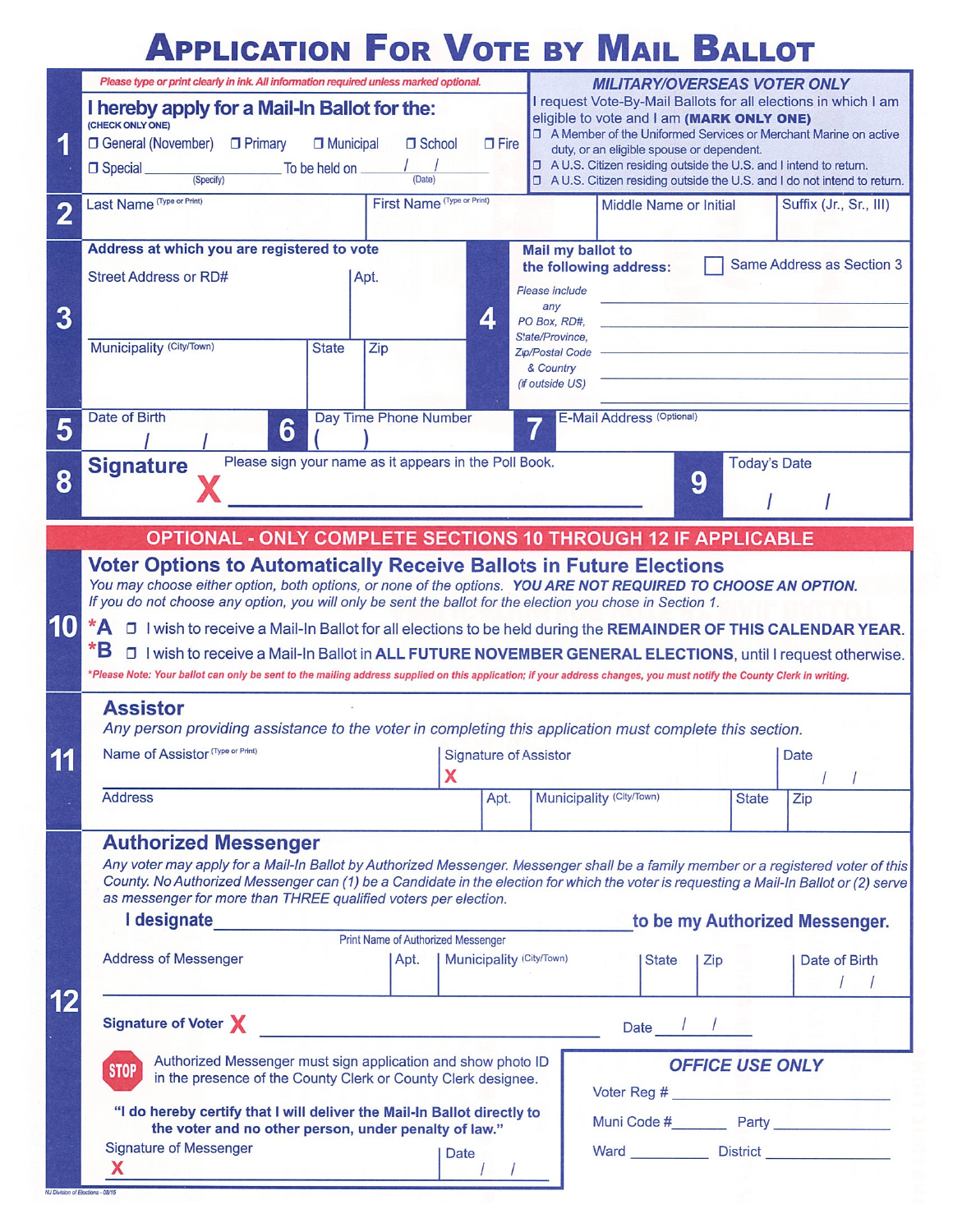# Application For Vote by Mail Ballot

*Please type or print clearly in ink. All information required unless marked optional.*

## 1

**I hereby apply for a Mail-In Ballot for the:**
(CHECK ONLY ONE)

☐ General (November) ☐ Primary ☐ Municipal ☐ School ☐ Fire

☐ Special ____________ (Specify) To be held on ___ / ___ / ___ (Date)

**MILITARY/OVERSEAS VOTER ONLY**

I request Vote-By-Mail Ballots for all elections in which I am eligible to vote and I am **(MARK ONLY ONE)**

☐ A Member of the Uniformed Services or Merchant Marine on active duty, or an eligible spouse or dependent.
☐ A U.S. Citizen residing outside the U.S. and I intend to return.
☐ A U.S. Citizen residing outside the U.S. and I do not intend to return.

## 2

| Last Name (Type or Print) | First Name (Type or Print) | Middle Name or Initial | Suffix (Jr., Sr., III) |
|---|---|---|---|
| | | | |

## 3

**Address at which you are registered to vote**

| Street Address or RD# | Apt. | |
|---|---|---|
| Municipality (City/Town) | State | Zip |

## 4

**Mail my ballot to the following address:** ☐ Same Address as Section 3

*Please include any PO Box, RD#, State/Province, Zip/Postal Code & Country (if outside US)*

______________________________

______________________________

______________________________

______________________________

## 5 Date of Birth

___ / ___ / ___

## 6 Day Time Phone Number

( )

## 7 E-Mail Address (Optional)

## 8 Signature

Please sign your name as it appears in the Poll Book.

X ______________________________

## 9 Today's Date

___ / ___ / ___

---

**OPTIONAL - ONLY COMPLETE SECTIONS 10 THROUGH 12 IF APPLICABLE**

## 10 Voter Options to Automatically Receive Ballots in Future Elections

*You may choose either option, both options, or none of the options.* ***YOU ARE NOT REQUIRED TO CHOOSE AN OPTION.***
*If you do not choose any option, you will only be sent the ballot for the election you chose in Section 1.*

***A** ☐ I wish to receive a Mail-In Ballot for all elections to be held during the **REMAINDER OF THIS CALENDAR YEAR**.

***B** ☐ I wish to receive a Mail-In Ballot in **ALL FUTURE NOVEMBER GENERAL ELECTIONS**, until I request otherwise.

****Please Note: Your ballot can only be sent to the mailing address supplied on this application; if your address changes, you must notify the County Clerk in writing.***

## 11 Assistor

*Any person providing assistance to the voter in completing this application must complete this section.*

| Name of Assistor (Type or Print) | Signature of Assistor | | Date |
|---|---|---|---|
| | X | | / / |
| Address | Apt. | Municipality (City/Town) | State / Zip |

## 12 Authorized Messenger

*Any voter may apply for a Mail-In Ballot by Authorized Messenger. Messenger shall be a family member or a registered voter of this County. No Authorized Messenger can (1) be a Candidate in the election for which the voter is requesting a Mail-In Ballot or (2) serve as messenger for more than THREE qualified voters per election.*

**I designate** ______________________________ **to be my Authorized Messenger.**
Print Name of Authorized Messenger

| Address of Messenger | Apt. | Municipality (City/Town) | State | Zip | Date of Birth |
|---|---|---|---|---|---|
| | | | | | / / |

**Signature of Voter** X ______________________________ Date ___ / ___ / ___

STOP Authorized Messenger must sign application and show photo ID in the presence of the County Clerk or County Clerk designee.

**"I do hereby certify that I will deliver the Mail-In Ballot directly to the voter and no other person, under penalty of law."**

Signature of Messenger
X ______________________________ Date ___ / ___ / ___

**OFFICE USE ONLY**

Voter Reg # ____________

Muni Code # ________ Party ____________

Ward ________ District ____________

NJ Division of Elections - 08/15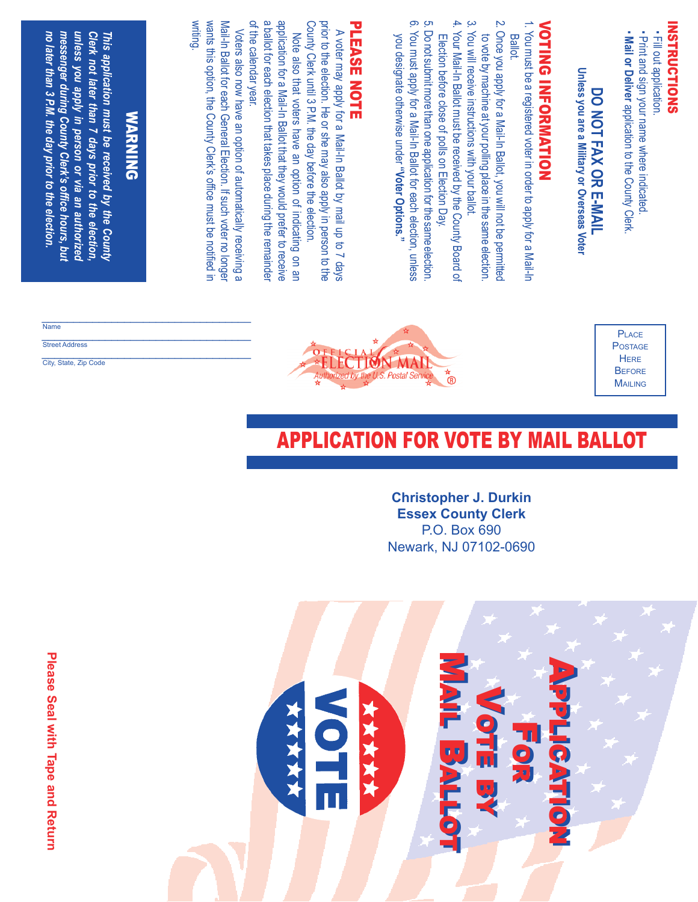## INSTRUCTIONS

- Fill out application.
- Print and sign your name where indicated.
- **Mail or Deliver** application to the County Clerk.

## DO NOT FAX OR E-MAIL

**Unless you are a Military or Overseas Voter**

## VOTING INFORMATION

1. You must be a registered voter in order to apply for a Mail-In Ballot.
2. Once you apply for a Mail-In Ballot, you will not be permitted to vote by machine at your polling place in the same election.
3. You will receive instructions with your ballot.
4. Your Mail-In Ballot must be received by the County Board of Election before close of polls on Election Day.
5. Do not submit more than one application for the same election.
6. You must apply for a Mail-In Ballot for each election, unless you designate otherwise under **"Voter Options."**

## PLEASE NOTE

A voter may apply for a Mail-In Ballot by mail up to 7 days prior to the election. He or she may also apply in person to the County Clerk until 3 P.M. the day before the election.

Note also that voters have an option of indicating on an application for a Mail-In Ballot that they would prefer to receive a ballot for each election that takes place during the remainder of the calendar year.

Voters also now have an option of automatically receiving a Mail-In Ballot for each General Election. If such voter no longer wants this option, the County Clerk's office must be notified in writing.

## WARNING

***This application must be received by the County Clerk not later than 7 days prior to the election, unless you apply in person or via an authorized messenger during County Clerk's office hours, but no later than 3 P.M. the day prior to the election.***

______________________________
Name

______________________________
Street Address

______________________________
City, State, Zip Code

OFFICIAL ELECTION MAIL
Authorized by the U.S. Postal Service ®

PLACE POSTAGE HERE BEFORE MAILING

# APPLICATION FOR VOTE BY MAIL BALLOT

**Christopher J. Durkin**
**Essex County Clerk**
P.O. Box 690
Newark, NJ 07102-0690

APPLICATION FOR VOTE BY MAIL BALLOT

VOTE

**Please Seal with Tape and Return**